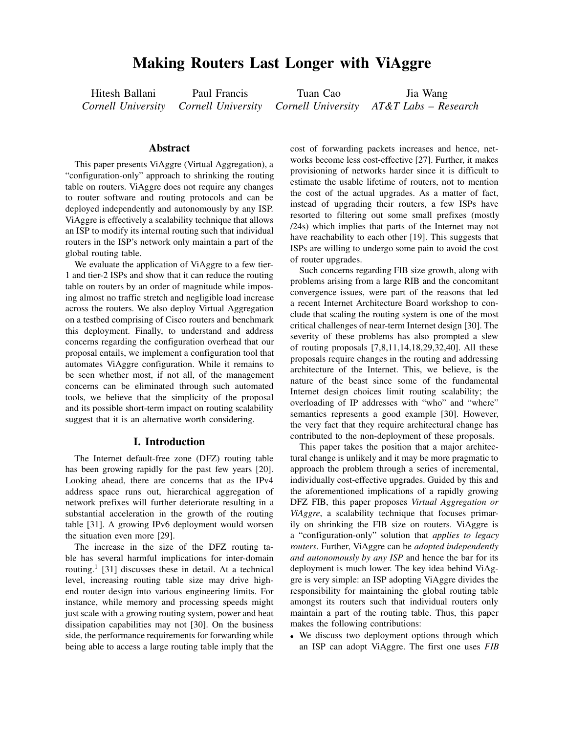# Making Routers Last Longer with ViAggre

Hitesh Ballani, *Cornell University*
Paul Francis, *Cornell University*
Tuan Cao, *Cornell University*
Jia Wang, *AT&T Labs – Research*

## Abstract

This paper presents ViAggre (Virtual Aggregation), a "configuration-only" approach to shrinking the routing table on routers. ViAggre does not require any changes to router software and routing protocols and can be deployed independently and autonomously by any ISP. ViAggre is effectively a scalability technique that allows an ISP to modify its internal routing such that individual routers in the ISP's network only maintain a part of the global routing table.

We evaluate the application of ViAggre to a few tier-1 and tier-2 ISPs and show that it can reduce the routing table on routers by an order of magnitude while imposing almost no traffic stretch and negligible load increase across the routers. We also deploy Virtual Aggregation on a testbed comprising of Cisco routers and benchmark this deployment. Finally, to understand and address concerns regarding the configuration overhead that our proposal entails, we implement a configuration tool that automates ViAggre configuration. While it remains to be seen whether most, if not all, of the management concerns can be eliminated through such automated tools, we believe that the simplicity of the proposal and its possible short-term impact on routing scalability suggest that it is an alternative worth considering.

## I. Introduction

The Internet default-free zone (DFZ) routing table has been growing rapidly for the past few years [20]. Looking ahead, there are concerns that as the IPv4 address space runs out, hierarchical aggregation of network prefixes will further deteriorate resulting in a substantial acceleration in the growth of the routing table [31]. A growing IPv6 deployment would worsen the situation even more [29].

The increase in the size of the DFZ routing table has several harmful implications for inter-domain routing.[1] [31] discusses these in detail. At a technical level, increasing routing table size may drive high-end router design into various engineering limits. For instance, while memory and processing speeds might just scale with a growing routing system, power and heat dissipation capabilities may not [30]. On the business side, the performance requirements for forwarding while being able to access a large routing table imply that the cost of forwarding packets increases and hence, networks become less cost-effective [27]. Further, it makes provisioning of networks harder since it is difficult to estimate the usable lifetime of routers, not to mention the cost of the actual upgrades. As a matter of fact, instead of upgrading their routers, a few ISPs have resorted to filtering out some small prefixes (mostly /24s) which implies that parts of the Internet may not have reachability to each other [19]. This suggests that ISPs are willing to undergo some pain to avoid the cost of router upgrades.

Such concerns regarding FIB size growth, along with problems arising from a large RIB and the concomitant convergence issues, were part of the reasons that led a recent Internet Architecture Board workshop to conclude that scaling the routing system is one of the most critical challenges of near-term Internet design [30]. The severity of these problems has also prompted a slew of routing proposals [7,8,11,14,18,29,32,40]. All these proposals require changes in the routing and addressing architecture of the Internet. This, we believe, is the nature of the beast since some of the fundamental Internet design choices limit routing scalability; the overloading of IP addresses with "who" and "where" semantics represents a good example [30]. However, the very fact that they require architectural change has contributed to the non-deployment of these proposals.

This paper takes the position that a major architectural change is unlikely and it may be more pragmatic to approach the problem through a series of incremental, individually cost-effective upgrades. Guided by this and the aforementioned implications of a rapidly growing DFZ FIB, this paper proposes *Virtual Aggregation or ViAggre*, a scalability technique that focuses primarily on shrinking the FIB size on routers. ViAggre is a "configuration-only" solution that *applies to legacy routers*. Further, ViAggre can be *adopted independently and autonomously by any ISP* and hence the bar for its deployment is much lower. The key idea behind ViAggre is very simple: an ISP adopting ViAggre divides the responsibility for maintaining the global routing table amongst its routers such that individual routers only maintain a part of the routing table. Thus, this paper makes the following contributions:

- We discuss two deployment options through which an ISP can adopt ViAggre. The first one uses *FIB*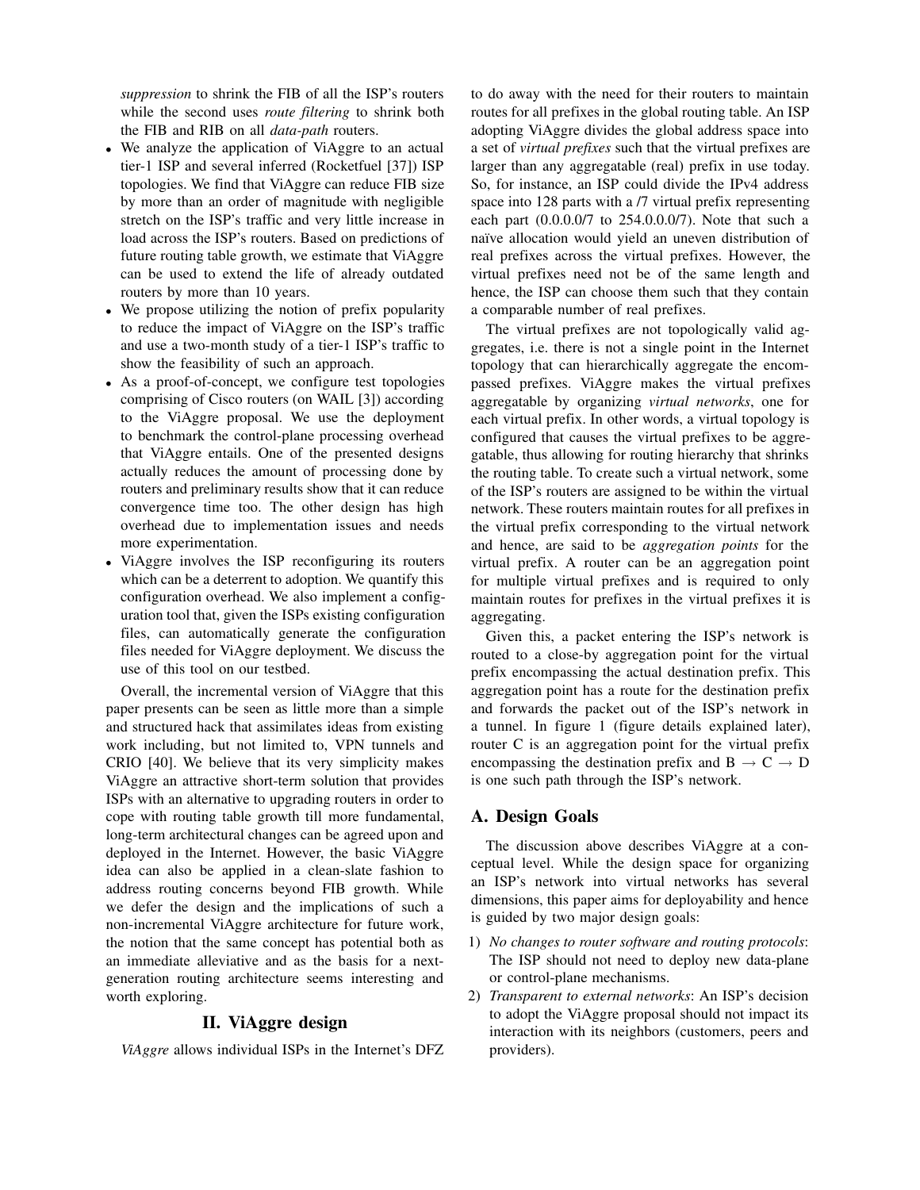*suppression* to shrink the FIB of all the ISP's routers while the second uses *route filtering* to shrink both the FIB and RIB on all *data-path* routers.

- We analyze the application of ViAggre to an actual tier-1 ISP and several inferred (Rocketfuel [37]) ISP topologies. We find that ViAggre can reduce FIB size by more than an order of magnitude with negligible stretch on the ISP's traffic and very little increase in load across the ISP's routers. Based on predictions of future routing table growth, we estimate that ViAggre can be used to extend the life of already outdated routers by more than 10 years.
- We propose utilizing the notion of prefix popularity to reduce the impact of ViAggre on the ISP's traffic and use a two-month study of a tier-1 ISP's traffic to show the feasibility of such an approach.
- As a proof-of-concept, we configure test topologies comprising of Cisco routers (on WAIL [3]) according to the ViAggre proposal. We use the deployment to benchmark the control-plane processing overhead that ViAggre entails. One of the presented designs actually reduces the amount of processing done by routers and preliminary results show that it can reduce convergence time too. The other design has high overhead due to implementation issues and needs more experimentation.
- ViAggre involves the ISP reconfiguring its routers which can be a deterrent to adoption. We quantify this configuration overhead. We also implement a configuration tool that, given the ISPs existing configuration files, can automatically generate the configuration files needed for ViAggre deployment. We discuss the use of this tool on our testbed.

Overall, the incremental version of ViAggre that this paper presents can be seen as little more than a simple and structured hack that assimilates ideas from existing work including, but not limited to, VPN tunnels and CRIO [40]. We believe that its very simplicity makes ViAggre an attractive short-term solution that provides ISPs with an alternative to upgrading routers in order to cope with routing table growth till more fundamental, long-term architectural changes can be agreed upon and deployed in the Internet. However, the basic ViAggre idea can also be applied in a clean-slate fashion to address routing concerns beyond FIB growth. While we defer the design and the implications of such a non-incremental ViAggre architecture for future work, the notion that the same concept has potential both as an immediate alleviative and as the basis for a next-generation routing architecture seems interesting and worth exploring.

## II. ViAggre design

*ViAggre* allows individual ISPs in the Internet's DFZ to do away with the need for their routers to maintain routes for all prefixes in the global routing table. An ISP adopting ViAggre divides the global address space into a set of *virtual prefixes* such that the virtual prefixes are larger than any aggregatable (real) prefix in use today. So, for instance, an ISP could divide the IPv4 address space into 128 parts with a /7 virtual prefix representing each part (0.0.0.0/7 to 254.0.0.0/7). Note that such a naïve allocation would yield an uneven distribution of real prefixes across the virtual prefixes. However, the virtual prefixes need not be of the same length and hence, the ISP can choose them such that they contain a comparable number of real prefixes.

The virtual prefixes are not topologically valid aggregates, i.e. there is not a single point in the Internet topology that can hierarchically aggregate the encompassed prefixes. ViAggre makes the virtual prefixes aggregatable by organizing *virtual networks*, one for each virtual prefix. In other words, a virtual topology is configured that causes the virtual prefixes to be aggregatable, thus allowing for routing hierarchy that shrinks the routing table. To create such a virtual network, some of the ISP's routers are assigned to be within the virtual network. These routers maintain routes for all prefixes in the virtual prefix corresponding to the virtual network and hence, are said to be *aggregation points* for the virtual prefix. A router can be an aggregation point for multiple virtual prefixes and is required to only maintain routes for prefixes in the virtual prefixes it is aggregating.

Given this, a packet entering the ISP's network is routed to a close-by aggregation point for the virtual prefix encompassing the actual destination prefix. This aggregation point has a route for the destination prefix and forwards the packet out of the ISP's network in a tunnel. In figure 1 (figure details explained later), router C is an aggregation point for the virtual prefix encompassing the destination prefix and B → C → D is one such path through the ISP's network.

### A. Design Goals

The discussion above describes ViAggre at a conceptual level. While the design space for organizing an ISP's network into virtual networks has several dimensions, this paper aims for deployability and hence is guided by two major design goals:

1) *No changes to router software and routing protocols*: The ISP should not need to deploy new data-plane or control-plane mechanisms.
2) *Transparent to external networks*: An ISP's decision to adopt the ViAggre proposal should not impact its interaction with its neighbors (customers, peers and providers).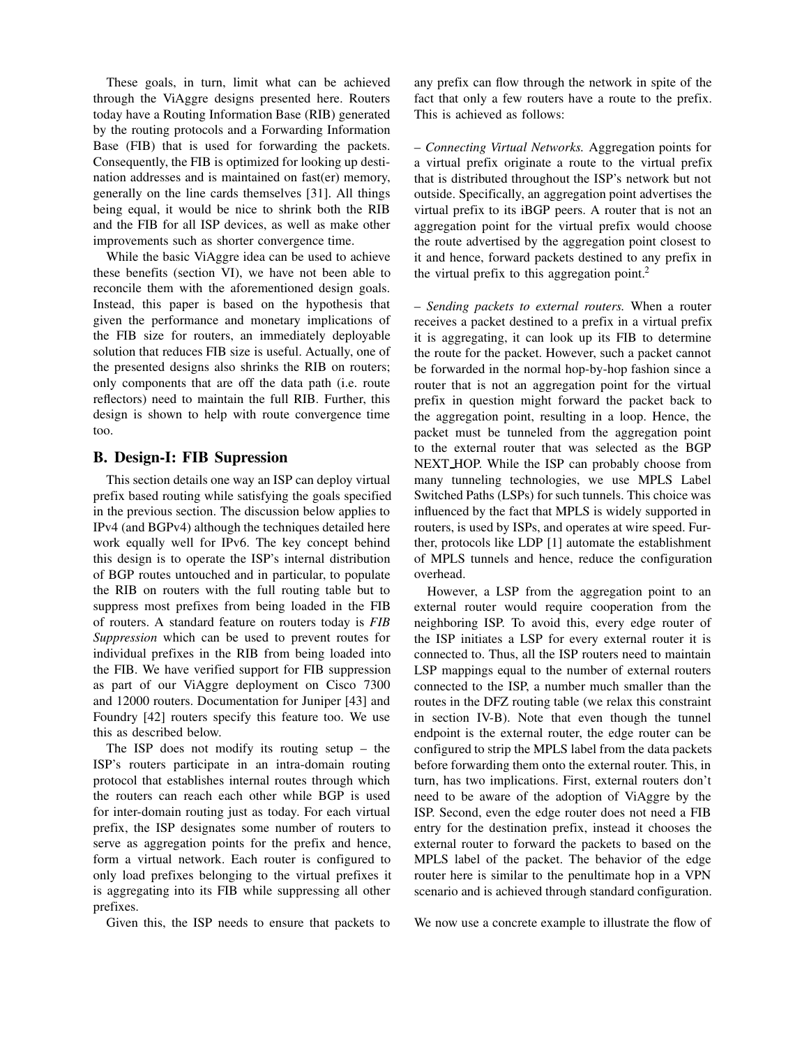These goals, in turn, limit what can be achieved through the ViAggre designs presented here. Routers today have a Routing Information Base (RIB) generated by the routing protocols and a Forwarding Information Base (FIB) that is used for forwarding the packets. Consequently, the FIB is optimized for looking up destination addresses and is maintained on fast(er) memory, generally on the line cards themselves [31]. All things being equal, it would be nice to shrink both the RIB and the FIB for all ISP devices, as well as make other improvements such as shorter convergence time.

While the basic ViAggre idea can be used to achieve these benefits (section VI), we have not been able to reconcile them with the aforementioned design goals. Instead, this paper is based on the hypothesis that given the performance and monetary implications of the FIB size for routers, an immediately deployable solution that reduces FIB size is useful. Actually, one of the presented designs also shrinks the RIB on routers; only components that are off the data path (i.e. route reflectors) need to maintain the full RIB. Further, this design is shown to help with route convergence time too.

## B. Design-I: FIB Supression

This section details one way an ISP can deploy virtual prefix based routing while satisfying the goals specified in the previous section. The discussion below applies to IPv4 (and BGPv4) although the techniques detailed here work equally well for IPv6. The key concept behind this design is to operate the ISP's internal distribution of BGP routes untouched and in particular, to populate the RIB on routers with the full routing table but to suppress most prefixes from being loaded in the FIB of routers. A standard feature on routers today is *FIB Suppression* which can be used to prevent routes for individual prefixes in the RIB from being loaded into the FIB. We have verified support for FIB suppression as part of our ViAggre deployment on Cisco 7300 and 12000 routers. Documentation for Juniper [43] and Foundry [42] routers specify this feature too. We use this as described below.

The ISP does not modify its routing setup – the ISP's routers participate in an intra-domain routing protocol that establishes internal routes through which the routers can reach each other while BGP is used for inter-domain routing just as today. For each virtual prefix, the ISP designates some number of routers to serve as aggregation points for the prefix and hence, form a virtual network. Each router is configured to only load prefixes belonging to the virtual prefixes it is aggregating into its FIB while suppressing all other prefixes.

Given this, the ISP needs to ensure that packets to any prefix can flow through the network in spite of the fact that only a few routers have a route to the prefix. This is achieved as follows:

– *Connecting Virtual Networks.* Aggregation points for a virtual prefix originate a route to the virtual prefix that is distributed throughout the ISP's network but not outside. Specifically, an aggregation point advertises the virtual prefix to its iBGP peers. A router that is not an aggregation point for the virtual prefix would choose the route advertised by the aggregation point closest to it and hence, forward packets destined to any prefix in the virtual prefix to this aggregation point.[2]

– *Sending packets to external routers.* When a router receives a packet destined to a prefix in a virtual prefix it is aggregating, it can look up its FIB to determine the route for the packet. However, such a packet cannot be forwarded in the normal hop-by-hop fashion since a router that is not an aggregation point for the virtual prefix in question might forward the packet back to the aggregation point, resulting in a loop. Hence, the packet must be tunneled from the aggregation point to the external router that was selected as the BGP NEXT_HOP. While the ISP can probably choose from many tunneling technologies, we use MPLS Label Switched Paths (LSPs) for such tunnels. This choice was influenced by the fact that MPLS is widely supported in routers, is used by ISPs, and operates at wire speed. Further, protocols like LDP [1] automate the establishment of MPLS tunnels and hence, reduce the configuration overhead.

However, a LSP from the aggregation point to an external router would require cooperation from the neighboring ISP. To avoid this, every edge router of the ISP initiates a LSP for every external router it is connected to. Thus, all the ISP routers need to maintain LSP mappings equal to the number of external routers connected to the ISP, a number much smaller than the routes in the DFZ routing table (we relax this constraint in section IV-B). Note that even though the tunnel endpoint is the external router, the edge router can be configured to strip the MPLS label from the data packets before forwarding them onto the external router. This, in turn, has two implications. First, external routers don't need to be aware of the adoption of ViAggre by the ISP. Second, even the edge router does not need a FIB entry for the destination prefix, instead it chooses the external router to forward the packets to based on the MPLS label of the packet. The behavior of the edge router here is similar to the penultimate hop in a VPN scenario and is achieved through standard configuration.

We now use a concrete example to illustrate the flow of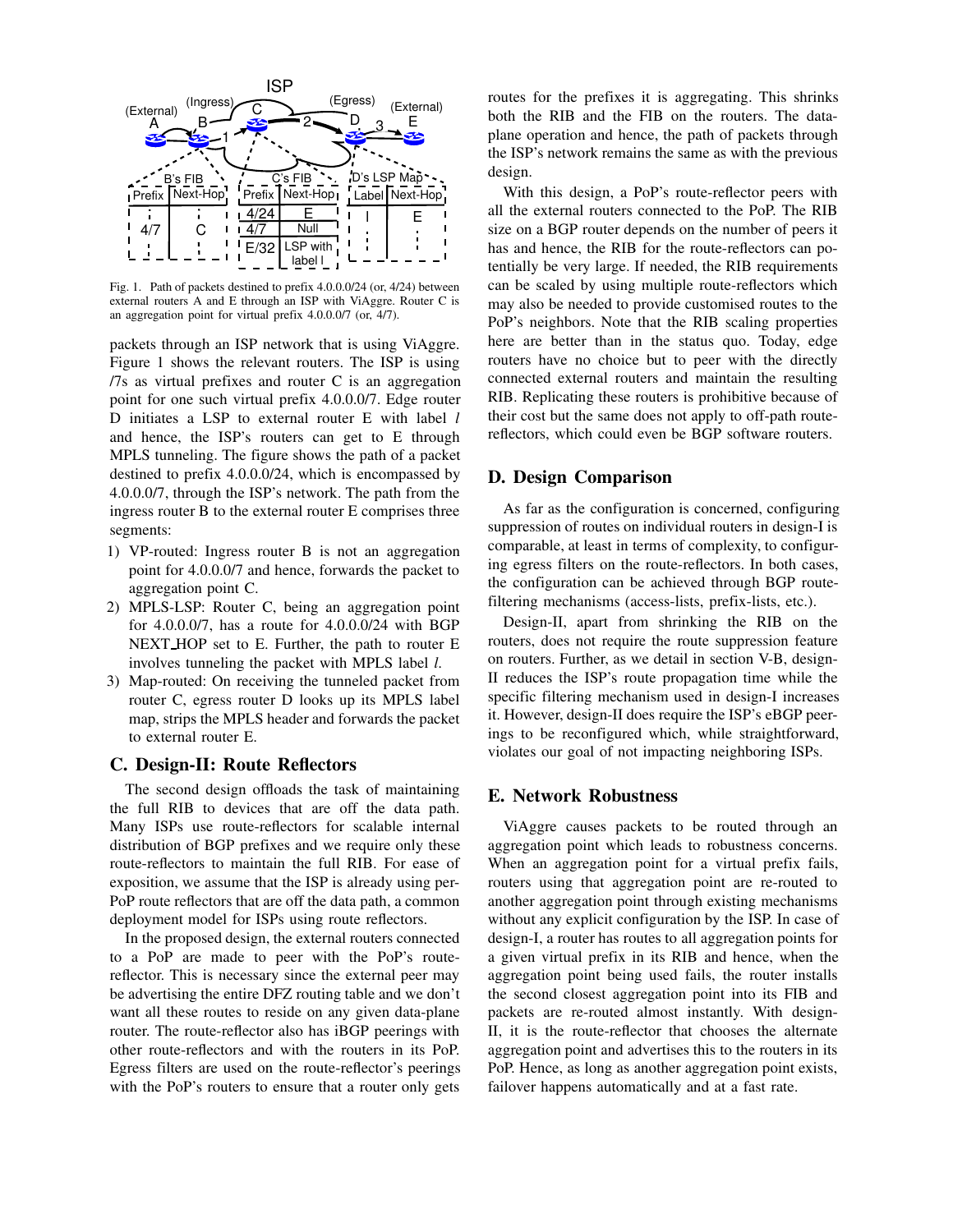Fig. 1. Path of packets destined to prefix 4.0.0.0/24 (or, 4/24) between external routers A and E through an ISP with ViAggre. Router C is an aggregation point for virtual prefix 4.0.0.0/7 (or, 4/7).

packets through an ISP network that is using ViAggre. Figure 1 shows the relevant routers. The ISP is using /7s as virtual prefixes and router C is an aggregation point for one such virtual prefix 4.0.0.0/7. Edge router D initiates a LSP to external router E with label *l* and hence, the ISP's routers can get to E through MPLS tunneling. The figure shows the path of a packet destined to prefix 4.0.0.0/24, which is encompassed by 4.0.0.0/7, through the ISP's network. The path from the ingress router B to the external router E comprises three segments:

1) VP-routed: Ingress router B is not an aggregation point for 4.0.0.0/7 and hence, forwards the packet to aggregation point C.
2) MPLS-LSP: Router C, being an aggregation point for 4.0.0.0/7, has a route for 4.0.0.0/24 with BGP NEXT_HOP set to E. Further, the path to router E involves tunneling the packet with MPLS label *l*.
3) Map-routed: On receiving the tunneled packet from router C, egress router D looks up its MPLS label map, strips the MPLS header and forwards the packet to external router E.

### C. Design-II: Route Reflectors

The second design offloads the task of maintaining the full RIB to devices that are off the data path. Many ISPs use route-reflectors for scalable internal distribution of BGP prefixes and we require only these route-reflectors to maintain the full RIB. For ease of exposition, we assume that the ISP is already using per-PoP route reflectors that are off the data path, a common deployment model for ISPs using route reflectors.

In the proposed design, the external routers connected to a PoP are made to peer with the PoP's route-reflector. This is necessary since the external peer may be advertising the entire DFZ routing table and we don't want all these routes to reside on any given data-plane router. The route-reflector also has iBGP peerings with other route-reflectors and with the routers in its PoP. Egress filters are used on the route-reflector's peerings with the PoP's routers to ensure that a router only gets routes for the prefixes it is aggregating. This shrinks both the RIB and the FIB on the routers. The data-plane operation and hence, the path of packets through the ISP's network remains the same as with the previous design.

With this design, a PoP's route-reflector peers with all the external routers connected to the PoP. The RIB size on a BGP router depends on the number of peers it has and hence, the RIB for the route-reflectors can potentially be very large. If needed, the RIB requirements can be scaled by using multiple route-reflectors which may also be needed to provide customised routes to the PoP's neighbors. Note that the RIB scaling properties here are better than in the status quo. Today, edge routers have no choice but to peer with the directly connected external routers and maintain the resulting RIB. Replicating these routers is prohibitive because of their cost but the same does not apply to off-path route-reflectors, which could even be BGP software routers.

### D. Design Comparison

As far as the configuration is concerned, configuring suppression of routes on individual routers in design-I is comparable, at least in terms of complexity, to configuring egress filters on the route-reflectors. In both cases, the configuration can be achieved through BGP route-filtering mechanisms (access-lists, prefix-lists, etc.).

Design-II, apart from shrinking the RIB on the routers, does not require the route suppression feature on routers. Further, as we detail in section V-B, design-II reduces the ISP's route propagation time while the specific filtering mechanism used in design-I increases it. However, design-II does require the ISP's eBGP peerings to be reconfigured which, while straightforward, violates our goal of not impacting neighboring ISPs.

### E. Network Robustness

ViAggre causes packets to be routed through an aggregation point which leads to robustness concerns. When an aggregation point for a virtual prefix fails, routers using that aggregation point are re-routed to another aggregation point through existing mechanisms without any explicit configuration by the ISP. In case of design-I, a router has routes to all aggregation points for a given virtual prefix in its RIB and hence, when the aggregation point being used fails, the router installs the second closest aggregation point into its FIB and packets are re-routed almost instantly. With design-II, it is the route-reflector that chooses the alternate aggregation point and advertises this to the routers in its PoP. Hence, as long as another aggregation point exists, failover happens automatically and at a fast rate.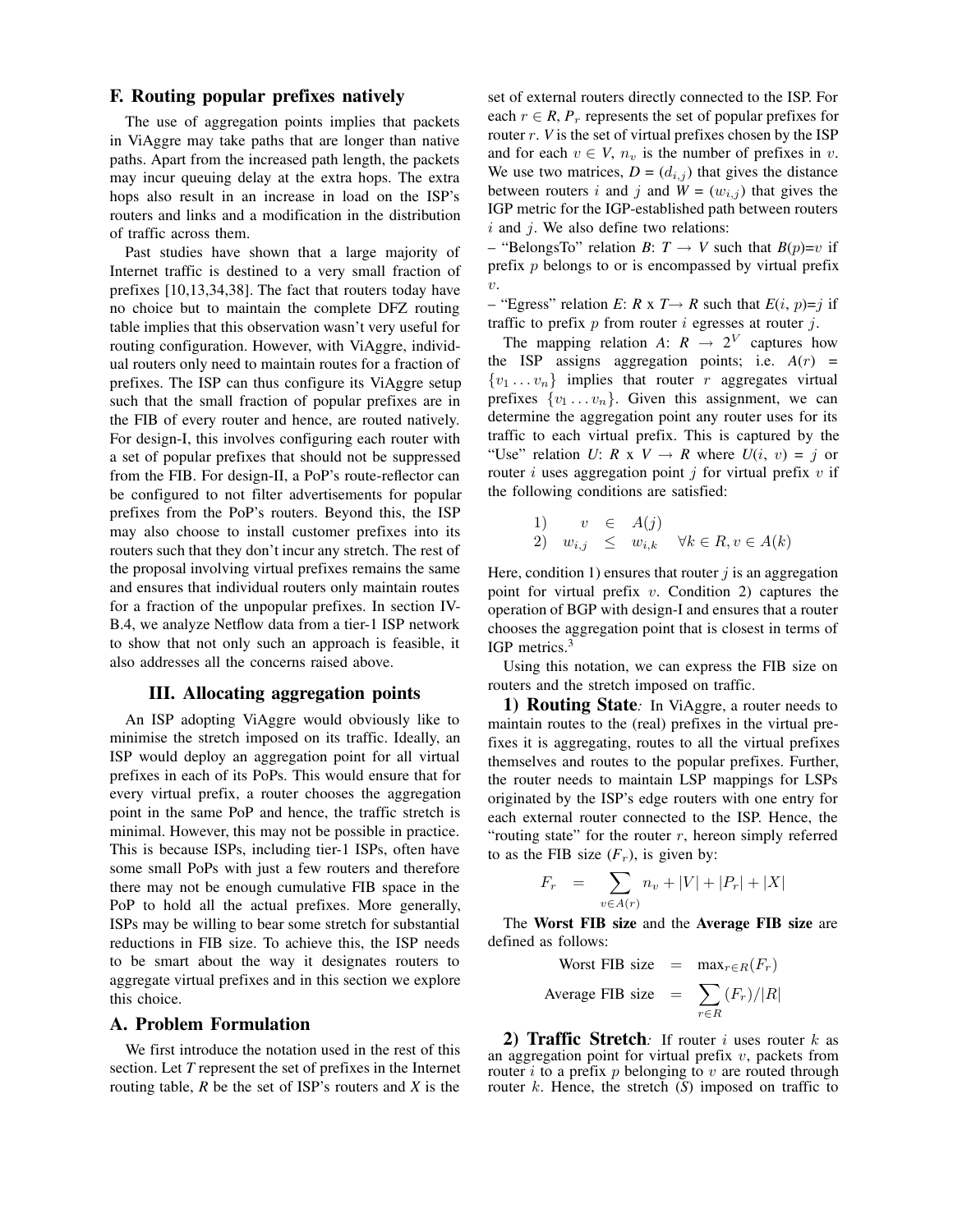## F. Routing popular prefixes natively

The use of aggregation points implies that packets in ViAggre may take paths that are longer than native paths. Apart from the increased path length, the packets may incur queuing delay at the extra hops. The extra hops also result in an increase in load on the ISP's routers and links and a modification in the distribution of traffic across them.

Past studies have shown that a large majority of Internet traffic is destined to a very small fraction of prefixes [10,13,34,38]. The fact that routers today have no choice but to maintain the complete DFZ routing table implies that this observation wasn't very useful for routing configuration. However, with ViAggre, individual routers only need to maintain routes for a fraction of prefixes. The ISP can thus configure its ViAggre setup such that the small fraction of popular prefixes are in the FIB of every router and hence, are routed natively. For design-I, this involves configuring each router with a set of popular prefixes that should not be suppressed from the FIB. For design-II, a PoP's route-reflector can be configured to not filter advertisements for popular prefixes from the PoP's routers. Beyond this, the ISP may also choose to install customer prefixes into its routers such that they don't incur any stretch. The rest of the proposal involving virtual prefixes remains the same and ensures that individual routers only maintain routes for a fraction of the unpopular prefixes. In section IV-B.4, we analyze Netflow data from a tier-1 ISP network to show that not only such an approach is feasible, it also addresses all the concerns raised above.

# III. Allocating aggregation points

An ISP adopting ViAggre would obviously like to minimise the stretch imposed on its traffic. Ideally, an ISP would deploy an aggregation point for all virtual prefixes in each of its PoPs. This would ensure that for every virtual prefix, a router chooses the aggregation point in the same PoP and hence, the traffic stretch is minimal. However, this may not be possible in practice. This is because ISPs, including tier-1 ISPs, often have some small PoPs with just a few routers and therefore there may not be enough cumulative FIB space in the PoP to hold all the actual prefixes. More generally, ISPs may be willing to bear some stretch for substantial reductions in FIB size. To achieve this, the ISP needs to be smart about the way it designates routers to aggregate virtual prefixes and in this section we explore this choice.

## A. Problem Formulation

We first introduce the notation used in the rest of this section. Let *T* represent the set of prefixes in the Internet routing table, *R* be the set of ISP's routers and *X* is the set of external routers directly connected to the ISP. For each $r \in R$, $P_r$ represents the set of popular prefixes for router $r$. *V* is the set of virtual prefixes chosen by the ISP and for each $v \in V$, $n_v$ is the number of prefixes in $v$. We use two matrices, $D = (d_{i,j})$ that gives the distance between routers $i$ and $j$ and $W = (w_{i,j})$ that gives the IGP metric for the IGP-established path between routers $i$ and $j$. We also define two relations:

– "BelongsTo" relation *B*: $T \rightarrow V$ such that $B(p)=v$ if prefix $p$ belongs to or is encompassed by virtual prefix $v$.

– "Egress" relation *E*: $R \times T \rightarrow R$ such that $E(i, p)=j$ if traffic to prefix $p$ from router $i$ egresses at router $j$.

The mapping relation *A*: $R \rightarrow 2^V$ captures how the ISP assigns aggregation points; i.e. $A(r) = \{v_1 \dots v_n\}$ implies that router $r$ aggregates virtual prefixes $\{v_1 \dots v_n\}$. Given this assignment, we can determine the aggregation point any router uses for its traffic to each virtual prefix. This is captured by the "Use" relation *U*: $R \times V \rightarrow R$ where $U(i, v) = j$ or router $i$ uses aggregation point $j$ for virtual prefix $v$ if the following conditions are satisfied:

$$
\begin{array}{lrcl}
1) & v & \in & A(j) \\
2) & w_{i,j} & \leq & w_{i,k} \quad \forall k \in R, v \in A(k)
\end{array}
$$

Here, condition 1) ensures that router $j$ is an aggregation point for virtual prefix $v$. Condition 2) captures the operation of BGP with design-I and ensures that a router chooses the aggregation point that is closest in terms of IGP metrics.[3]

Using this notation, we can express the FIB size on routers and the stretch imposed on traffic.

**1) Routing State***:* In ViAggre, a router needs to maintain routes to the (real) prefixes in the virtual prefixes it is aggregating, routes to all the virtual prefixes themselves and routes to the popular prefixes. Further, the router needs to maintain LSP mappings for LSPs originated by the ISP's edge routers with one entry for each external router connected to the ISP. Hence, the "routing state" for the router $r$, hereon simply referred to as the FIB size ($F_r$), is given by:

$$
F_r = \sum_{v \in A(r)} n_v + |V| + |P_r| + |X|
$$

The **Worst FIB size** and the **Average FIB size** are defined as follows:

$$
\text{Worst FIB size} = \max_{r \in R}(F_r)
$$

$$
\text{Average FIB size} = \sum_{r \in R} (F_r)/|R|
$$

**2) Traffic Stretch***:* If router $i$ uses router $k$ as an aggregation point for virtual prefix $v$, packets from router $i$ to a prefix $p$ belonging to $v$ are routed through router $k$. Hence, the stretch (*S*) imposed on traffic to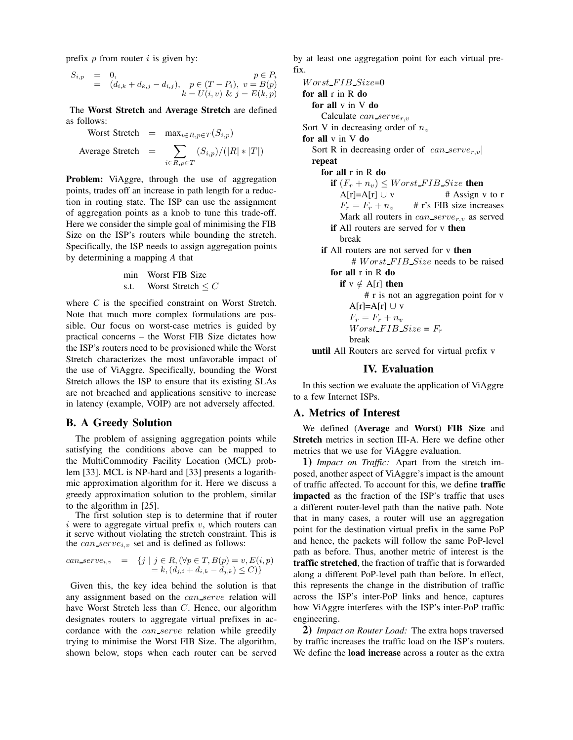prefix $p$ from router $i$ is given by:

$$
\begin{aligned}
S_{i,p} &= 0, & p \in P_i \\
&= (d_{i,k} + d_{k,j} - d_{i,j}), & p \in (T - P_i),\ v = B(p) \\
& & k = U(i,v)\ \&\ j = E(k,p)
\end{aligned}
$$

The **Worst Stretch** and **Average Stretch** are defined as follows:

$$
\begin{aligned}
\text{Worst Stretch} &= \max_{i \in R, p \in T}(S_{i,p}) \\
\text{Average Stretch} &= \sum_{i \in R, p \in T} (S_{i,p})/(|R| * |T|)
\end{aligned}
$$

**Problem:** ViAggre, through the use of aggregation points, trades off an increase in path length for a reduction in routing state. The ISP can use the assignment of aggregation points as a knob to tune this trade-off. Here we consider the simple goal of minimising the FIB Size on the ISP's routers while bounding the stretch. Specifically, the ISP needs to assign aggregation points by determining a mapping $A$ that

$$
\begin{aligned}
&\min \quad \text{Worst FIB Size} \\
&\text{s.t.} \quad \text{Worst Stretch} \leq C
\end{aligned}
$$

where $C$ is the specified constraint on Worst Stretch. Note that much more complex formulations are possible. Our focus on worst-case metrics is guided by practical concerns – the Worst FIB Size dictates how the ISP's routers need to be provisioned while the Worst Stretch characterizes the most unfavorable impact of the use of ViAggre. Specifically, bounding the Worst Stretch allows the ISP to ensure that its existing SLAs are not breached and applications sensitive to increase in latency (example, VOIP) are not adversely affected.

## B. A Greedy Solution

The problem of assigning aggregation points while satisfying the conditions above can be mapped to the MultiCommodity Facility Location (MCL) problem [33]. MCL is NP-hard and [33] presents a logarithmic approximation algorithm for it. Here we discuss a greedy approximation solution to the problem, similar to the algorithm in [25].

The first solution step is to determine that if router $i$ were to aggregate virtual prefix $v$, which routers can it serve without violating the stretch constraint. This is the $can\_serve_{i,v}$ set and is defined as follows:

$$
\begin{aligned}
can\_serve_{i,v} = \{ j \mid j \in R, (\forall p \in T, B(p) = v, E(i,p) \\
= k, (d_{j,i} + d_{i,k} - d_{j,k}) \leq C) \}
\end{aligned}
$$

Given this, the key idea behind the solution is that any assignment based on the $can\_serve$ relation will have Worst Stretch less than $C$. Hence, our algorithm designates routers to aggregate virtual prefixes in accordance with the $can\_serve$ relation while greedily trying to minimise the Worst FIB Size. The algorithm, shown below, stops when each router can be served by at least one aggregation point for each virtual prefix.

```
Worst_FIB_Size=0
for all r in R do
    for all v in V do
        Calculate can_serve_{r,v}
Sort V in decreasing order of n_v
for all v in V do
    Sort R in decreasing order of |can_serve_{r,v}|
    repeat
        for all r in R do
            if (F_r + n_v) ≤ Worst_FIB_Size then
                A[r]=A[r] ∪ v                # Assign v to r
                F_r = F_r + n_v        # r's FIB size increases
                Mark all routers in can_serve_{r,v} as served
            if All routers are served for v then
                break
        if All routers are not served for v then
                # Worst_FIB_Size needs to be raised
            for all r in R do
                if v ∉ A[r] then
                        # r is not an aggregation point for v
                    A[r]=A[r] ∪ v
                    F_r = F_r + n_v
                    Worst_FIB_Size = F_r
                    break
    until All Routers are served for virtual prefix v
```

# IV. Evaluation

In this section we evaluate the application of ViAggre to a few Internet ISPs.

## A. Metrics of Interest

We defined (**Average** and **Worst**) **FIB Size** and **Stretch** metrics in section III-A. Here we define other metrics that we use for ViAggre evaluation.

**1)** *Impact on Traffic:* Apart from the stretch imposed, another aspect of ViAggre's impact is the amount of traffic affected. To account for this, we define **traffic impacted** as the fraction of the ISP's traffic that uses a different router-level path than the native path. Note that in many cases, a router will use an aggregation point for the destination virtual prefix in the same PoP and hence, the packets will follow the same PoP-level path as before. Thus, another metric of interest is the **traffic stretched**, the fraction of traffic that is forwarded along a different PoP-level path than before. In effect, this represents the change in the distribution of traffic across the ISP's inter-PoP links and hence, captures how ViAggre interferes with the ISP's inter-PoP traffic engineering.

**2)** *Impact on Router Load:* The extra hops traversed by traffic increases the traffic load on the ISP's routers. We define the **load increase** across a router as the extra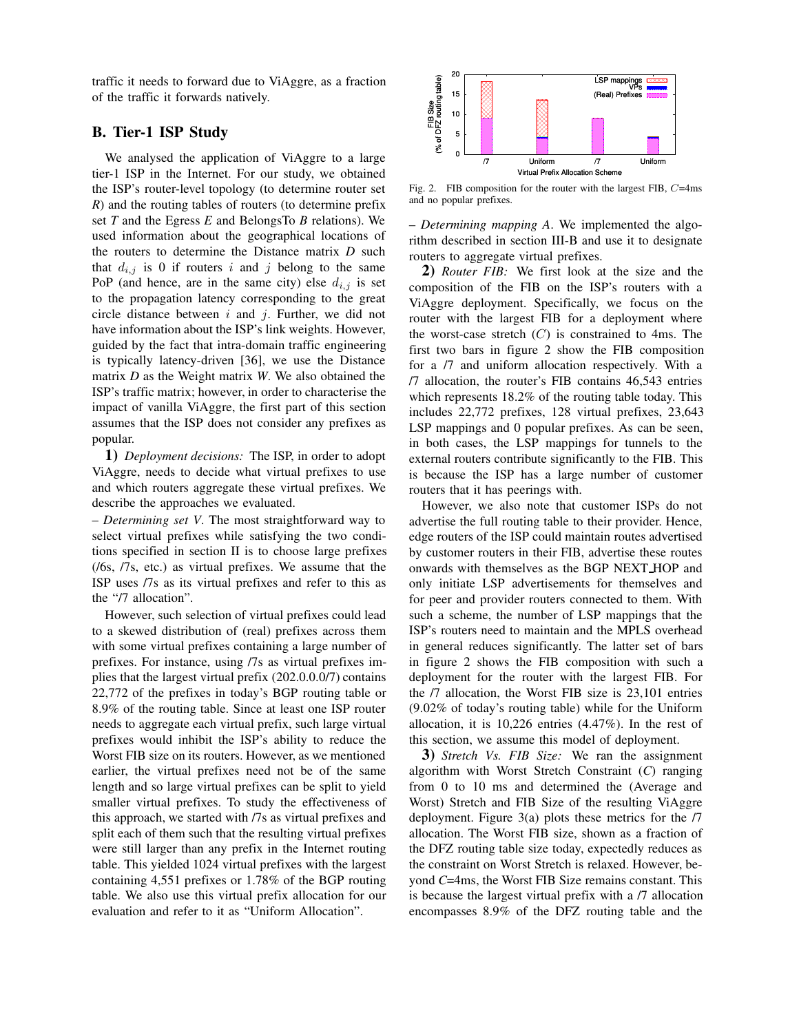traffic it needs to forward due to ViAggre, as a fraction of the traffic it forwards natively.

## B. Tier-1 ISP Study

We analysed the application of ViAggre to a large tier-1 ISP in the Internet. For our study, we obtained the ISP's router-level topology (to determine router set *R*) and the routing tables of routers (to determine prefix set *T* and the Egress *E* and BelongsTo *B* relations). We used information about the geographical locations of the routers to determine the Distance matrix *D* such that $d_{i,j}$ is 0 if routers $i$ and $j$ belong to the same PoP (and hence, are in the same city) else $d_{i,j}$ is set to the propagation latency corresponding to the great circle distance between $i$ and $j$. Further, we did not have information about the ISP's link weights. However, guided by the fact that intra-domain traffic engineering is typically latency-driven [36], we use the Distance matrix *D* as the Weight matrix *W*. We also obtained the ISP's traffic matrix; however, in order to characterise the impact of vanilla ViAggre, the first part of this section assumes that the ISP does not consider any prefixes as popular.

**1)** *Deployment decisions:* The ISP, in order to adopt ViAggre, needs to decide what virtual prefixes to use and which routers aggregate these virtual prefixes. We describe the approaches we evaluated.

– *Determining set V*. The most straightforward way to select virtual prefixes while satisfying the two conditions specified in section II is to choose large prefixes (/6s, /7s, etc.) as virtual prefixes. We assume that the ISP uses /7s as its virtual prefixes and refer to this as the "/7 allocation".

However, such selection of virtual prefixes could lead to a skewed distribution of (real) prefixes across them with some virtual prefixes containing a large number of prefixes. For instance, using /7s as virtual prefixes implies that the largest virtual prefix (202.0.0.0/7) contains 22,772 of the prefixes in today's BGP routing table or 8.9% of the routing table. Since at least one ISP router needs to aggregate each virtual prefix, such large virtual prefixes would inhibit the ISP's ability to reduce the Worst FIB size on its routers. However, as we mentioned earlier, the virtual prefixes need not be of the same length and so large virtual prefixes can be split to yield smaller virtual prefixes. To study the effectiveness of this approach, we started with /7s as virtual prefixes and split each of them such that the resulting virtual prefixes were still larger than any prefix in the Internet routing table. This yielded 1024 virtual prefixes with the largest containing 4,551 prefixes or 1.78% of the BGP routing table. We also use this virtual prefix allocation for our evaluation and refer to it as "Uniform Allocation".

Fig. 2. FIB composition for the router with the largest FIB, $C$=4ms and no popular prefixes.

– *Determining mapping A*. We implemented the algorithm described in section III-B and use it to designate routers to aggregate virtual prefixes.

**2)** *Router FIB:* We first look at the size and the composition of the FIB on the ISP's routers with a ViAggre deployment. Specifically, we focus on the router with the largest FIB for a deployment where the worst-case stretch ($C$) is constrained to 4ms. The first two bars in figure 2 show the FIB composition for a /7 and uniform allocation respectively. With a /7 allocation, the router's FIB contains 46,543 entries which represents 18.2% of the routing table today. This includes 22,772 prefixes, 128 virtual prefixes, 23,643 LSP mappings and 0 popular prefixes. As can be seen, in both cases, the LSP mappings for tunnels to the external routers contribute significantly to the FIB. This is because the ISP has a large number of customer routers that it has peerings with.

However, we also note that customer ISPs do not advertise the full routing table to their provider. Hence, edge routers of the ISP could maintain routes advertised by customer routers in their FIB, advertise these routes onwards with themselves as the BGP NEXT_HOP and only initiate LSP advertisements for themselves and for peer and provider routers connected to them. With such a scheme, the number of LSP mappings that the ISP's routers need to maintain and the MPLS overhead in general reduces significantly. The latter set of bars in figure 2 shows the FIB composition with such a deployment for the router with the largest FIB. For the /7 allocation, the Worst FIB size is 23,101 entries (9.02% of today's routing table) while for the Uniform allocation, it is 10,226 entries (4.47%). In the rest of this section, we assume this model of deployment.

**3)** *Stretch Vs. FIB Size:* We ran the assignment algorithm with Worst Stretch Constraint ($C$) ranging from 0 to 10 ms and determined the (Average and Worst) Stretch and FIB Size of the resulting ViAggre deployment. Figure 3(a) plots these metrics for the /7 allocation. The Worst FIB size, shown as a fraction of the DFZ routing table size today, expectedly reduces as the constraint on Worst Stretch is relaxed. However, beyond $C$=4ms, the Worst FIB Size remains constant. This is because the largest virtual prefix with a /7 allocation encompasses 8.9% of the DFZ routing table and the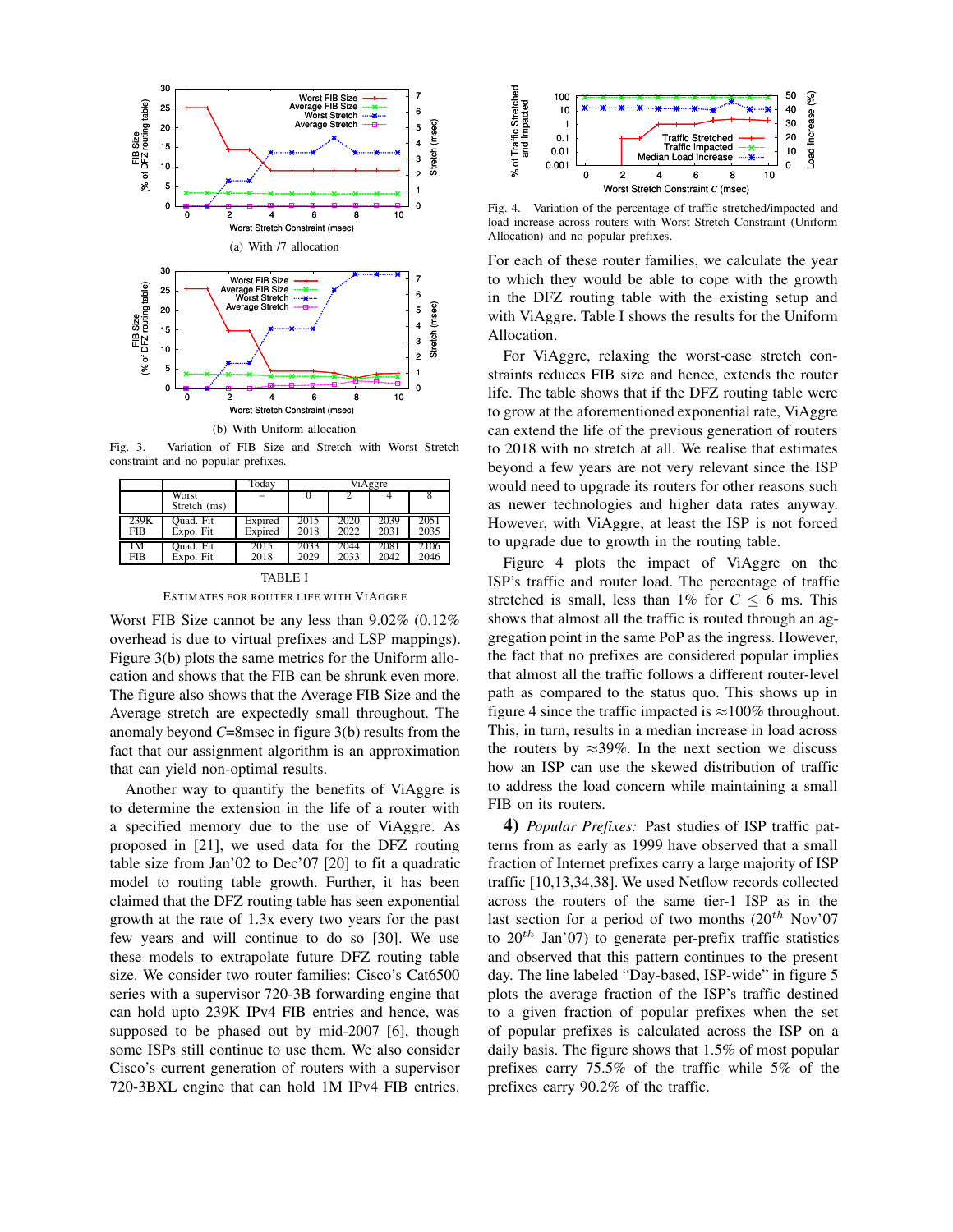(a) With /7 allocation

(b) With Uniform allocation

Fig. 3. Variation of FIB Size and Stretch with Worst Stretch constraint and no popular prefixes.

| | | Today | ViAggre | | | |
|---|---|---|---|---|---|---|
| | Worst Stretch (ms) | – | 0 | 2 | 4 | 8 |
| 239K FIB | Quad. Fit | Expired | 2015 | 2020 | 2039 | 2051 |
| | Expo. Fit | Expired | 2018 | 2022 | 2031 | 2035 |
| 1M FIB | Quad. Fit | 2015 | 2033 | 2044 | 2081 | 2106 |
| | Expo. Fit | 2018 | 2029 | 2033 | 2042 | 2046 |

TABLE I

ESTIMATES FOR ROUTER LIFE WITH VIAGGRE

Worst FIB Size cannot be any less than 9.02% (0.12% overhead is due to virtual prefixes and LSP mappings). Figure 3(b) plots the same metrics for the Uniform allocation and shows that the FIB can be shrunk even more. The figure also shows that the Average FIB Size and the Average stretch are expectedly small throughout. The anomaly beyond $C$=8msec in figure 3(b) results from the fact that our assignment algorithm is an approximation that can yield non-optimal results.

Another way to quantify the benefits of ViAggre is to determine the extension in the life of a router with a specified memory due to the use of ViAggre. As proposed in [21], we used data for the DFZ routing table size from Jan'02 to Dec'07 [20] to fit a quadratic model to routing table growth. Further, it has been claimed that the DFZ routing table has seen exponential growth at the rate of 1.3x every two years for the past few years and will continue to do so [30]. We use these models to extrapolate future DFZ routing table size. We consider two router families: Cisco's Cat6500 series with a supervisor 720-3B forwarding engine that can hold upto 239K IPv4 FIB entries and hence, was supposed to be phased out by mid-2007 [6], though some ISPs still continue to use them. We also consider Cisco's current generation of routers with a supervisor 720-3BXL engine that can hold 1M IPv4 FIB entries.

Fig. 4. Variation of the percentage of traffic stretched/impacted and load increase across routers with Worst Stretch Constraint (Uniform Allocation) and no popular prefixes.

For each of these router families, we calculate the year to which they would be able to cope with the growth in the DFZ routing table with the existing setup and with ViAggre. Table I shows the results for the Uniform Allocation.

For ViAggre, relaxing the worst-case stretch constraints reduces FIB size and hence, extends the router life. The table shows that if the DFZ routing table were to grow at the aforementioned exponential rate, ViAggre can extend the life of the previous generation of routers to 2018 with no stretch at all. We realise that estimates beyond a few years are not very relevant since the ISP would need to upgrade its routers for other reasons such as newer technologies and higher data rates anyway. However, with ViAggre, at least the ISP is not forced to upgrade due to growth in the routing table.

Figure 4 plots the impact of ViAggre on the ISP's traffic and router load. The percentage of traffic stretched is small, less than 1% for $C \leq 6$ ms. This shows that almost all the traffic is routed through an aggregation point in the same PoP as the ingress. However, the fact that no prefixes are considered popular implies that almost all the traffic follows a different router-level path as compared to the status quo. This shows up in figure 4 since the traffic impacted is $\approx$100% throughout. This, in turn, results in a median increase in load across the routers by $\approx$39%. In the next section we discuss how an ISP can use the skewed distribution of traffic to address the load concern while maintaining a small FIB on its routers.

**4)** *Popular Prefixes:* Past studies of ISP traffic patterns from as early as 1999 have observed that a small fraction of Internet prefixes carry a large majority of ISP traffic [10,13,34,38]. We used Netflow records collected across the routers of the same tier-1 ISP as in the last section for a period of two months ($20^{th}$ Nov'07 to $20^{th}$ Jan'07) to generate per-prefix traffic statistics and observed that this pattern continues to the present day. The line labeled "Day-based, ISP-wide" in figure 5 plots the average fraction of the ISP's traffic destined to a given fraction of popular prefixes when the set of popular prefixes is calculated across the ISP on a daily basis. The figure shows that 1.5% of most popular prefixes carry 75.5% of the traffic while 5% of the prefixes carry 90.2% of the traffic.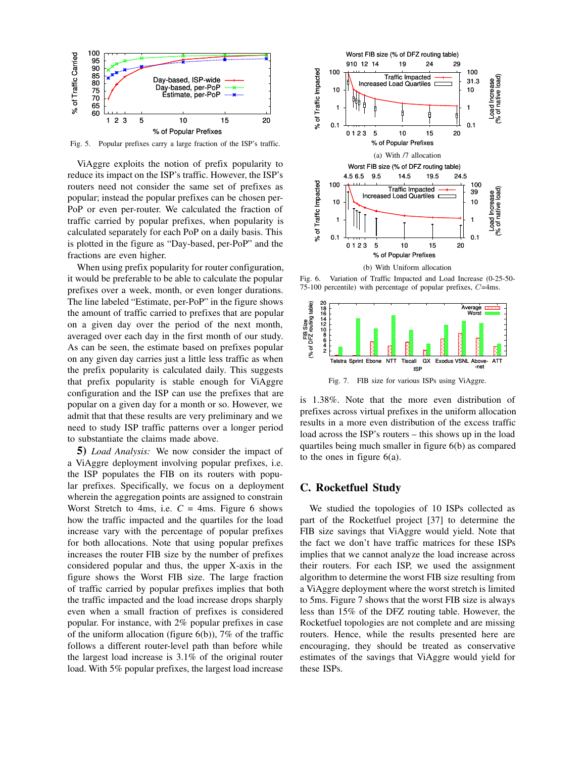Fig. 5. Popular prefixes carry a large fraction of the ISP's traffic.

ViAggre exploits the notion of prefix popularity to reduce its impact on the ISP's traffic. However, the ISP's routers need not consider the same set of prefixes as popular; instead the popular prefixes can be chosen per-PoP or even per-router. We calculated the fraction of traffic carried by popular prefixes, when popularity is calculated separately for each PoP on a daily basis. This is plotted in the figure as "Day-based, per-PoP" and the fractions are even higher.

When using prefix popularity for router configuration, it would be preferable to be able to calculate the popular prefixes over a week, month, or even longer durations. The line labeled "Estimate, per-PoP" in the figure shows the amount of traffic carried to prefixes that are popular on a given day over the period of the next month, averaged over each day in the first month of our study. As can be seen, the estimate based on prefixes popular on any given day carries just a little less traffic as when the prefix popularity is calculated daily. This suggests that prefix popularity is stable enough for ViAggre configuration and the ISP can use the prefixes that are popular on a given day for a month or so. However, we admit that that these results are very preliminary and we need to study ISP traffic patterns over a longer period to substantiate the claims made above.

**5)** *Load Analysis:* We now consider the impact of a ViAggre deployment involving popular prefixes, i.e. the ISP populates the FIB on its routers with popular prefixes. Specifically, we focus on a deployment wherein the aggregation points are assigned to constrain Worst Stretch to 4ms, i.e. $C$ = 4ms. Figure 6 shows how the traffic impacted and the quartiles for the load increase vary with the percentage of popular prefixes for both allocations. Note that using popular prefixes increases the router FIB size by the number of prefixes considered popular and thus, the upper X-axis in the figure shows the Worst FIB size. The large fraction of traffic carried by popular prefixes implies that both the traffic impacted and the load increase drops sharply even when a small fraction of prefixes is considered popular. For instance, with 2% popular prefixes in case of the uniform allocation (figure 6(b)), 7% of the traffic follows a different router-level path than before while the largest load increase is 3.1% of the original router load. With 5% popular prefixes, the largest load increase is 1.38%. Note that the more even distribution of prefixes across virtual prefixes in the uniform allocation results in a more even distribution of the excess traffic load across the ISP's routers – this shows up in the load quartiles being much smaller in figure 6(b) as compared to the ones in figure 6(a).

(a) With /7 allocation

(b) With Uniform allocation

Fig. 6. Variation of Traffic Impacted and Load Increase (0-25-50-75-100 percentile) with percentage of popular prefixes, $C$=4ms.

Fig. 7. FIB size for various ISPs using ViAggre.

## C. Rocketfuel Study

We studied the topologies of 10 ISPs collected as part of the Rocketfuel project [37] to determine the FIB size savings that ViAggre would yield. Note that the fact we don't have traffic matrices for these ISPs implies that we cannot analyze the load increase across their routers. For each ISP, we used the assignment algorithm to determine the worst FIB size resulting from a ViAggre deployment where the worst stretch is limited to 5ms. Figure 7 shows that the worst FIB size is always less than 15% of the DFZ routing table. However, the Rocketfuel topologies are not complete and are missing routers. Hence, while the results presented here are encouraging, they should be treated as conservative estimates of the savings that ViAggre would yield for these ISPs.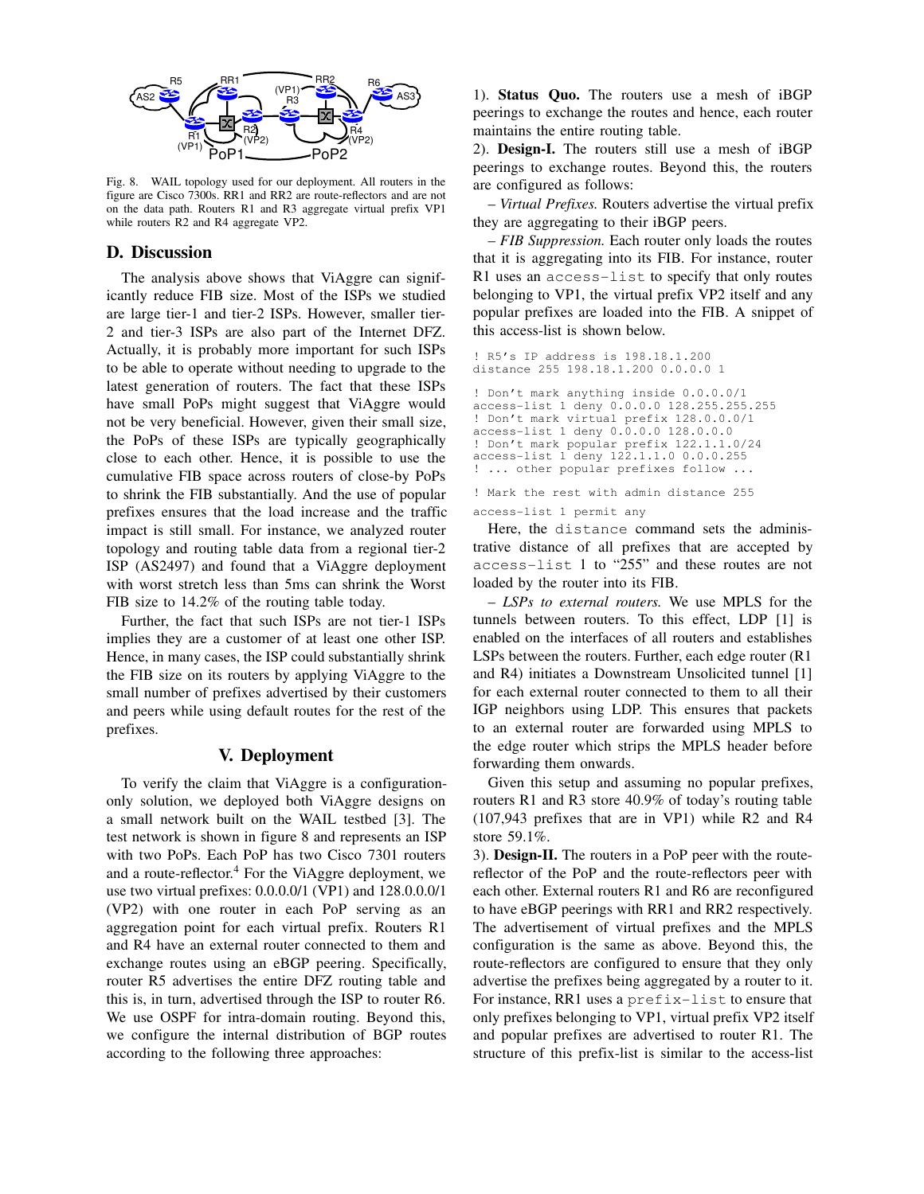Fig. 8. WAIL topology used for our deployment. All routers in the figure are Cisco 7300s. RR1 and RR2 are route-reflectors and are not on the data path. Routers R1 and R3 aggregate virtual prefix VP1 while routers R2 and R4 aggregate VP2.

## D. Discussion

The analysis above shows that ViAggre can significantly reduce FIB size. Most of the ISPs we studied are large tier-1 and tier-2 ISPs. However, smaller tier-2 and tier-3 ISPs are also part of the Internet DFZ. Actually, it is probably more important for such ISPs to be able to operate without needing to upgrade to the latest generation of routers. The fact that these ISPs have small PoPs might suggest that ViAggre would not be very beneficial. However, given their small size, the PoPs of these ISPs are typically geographically close to each other. Hence, it is possible to use the cumulative FIB space across routers of close-by PoPs to shrink the FIB substantially. And the use of popular prefixes ensures that the load increase and the traffic impact is still small. For instance, we analyzed router topology and routing table data from a regional tier-2 ISP (AS2497) and found that a ViAggre deployment with worst stretch less than 5ms can shrink the Worst FIB size to 14.2% of the routing table today.

Further, the fact that such ISPs are not tier-1 ISPs implies they are a customer of at least one other ISP. Hence, in many cases, the ISP could substantially shrink the FIB size on its routers by applying ViAggre to the small number of prefixes advertised by their customers and peers while using default routes for the rest of the prefixes.

# V. Deployment

To verify the claim that ViAggre is a configuration-only solution, we deployed both ViAggre designs on a small network built on the WAIL testbed [3]. The test network is shown in figure 8 and represents an ISP with two PoPs. Each PoP has two Cisco 7301 routers and a route-reflector.[4] For the ViAggre deployment, we use two virtual prefixes: 0.0.0.0/1 (VP1) and 128.0.0.0/1 (VP2) with one router in each PoP serving as an aggregation point for each virtual prefix. Routers R1 and R4 have an external router connected to them and exchange routes using an eBGP peering. Specifically, router R5 advertises the entire DFZ routing table and this is, in turn, advertised through the ISP to router R6. We use OSPF for intra-domain routing. Beyond this, we configure the internal distribution of BGP routes according to the following three approaches:

1). **Status Quo.** The routers use a mesh of iBGP peerings to exchange the routes and hence, each router maintains the entire routing table.

2). **Design-I.** The routers still use a mesh of iBGP peerings to exchange routes. Beyond this, the routers are configured as follows:

– *Virtual Prefixes.* Routers advertise the virtual prefix they are aggregating to their iBGP peers.

– *FIB Suppression.* Each router only loads the routes that it is aggregating into its FIB. For instance, router R1 uses an `access-list` to specify that only routes belonging to VP1, the virtual prefix VP2 itself and any popular prefixes are loaded into the FIB. A snippet of this access-list is shown below.

```
! R5's IP address is 198.18.1.200
distance 255 198.18.1.200 0.0.0.0 1

! Don't mark anything inside 0.0.0.0/1
access-list 1 deny 0.0.0.0 128.255.255.255
! Don't mark virtual prefix 128.0.0.0/1
access-list 1 deny 0.0.0.0 128.0.0.0
! Don't mark popular prefix 122.1.1.0/24
access-list 1 deny 122.1.1.0 0.0.0.255
! ... other popular prefixes follow ...

! Mark the rest with admin distance 255
access-list 1 permit any
```

Here, the `distance` command sets the administrative distance of all prefixes that are accepted by `access-list` 1 to "255" and these routes are not loaded by the router into its FIB.

– *LSPs to external routers.* We use MPLS for the tunnels between routers. To this effect, LDP [1] is enabled on the interfaces of all routers and establishes LSPs between the routers. Further, each edge router (R1 and R4) initiates a Downstream Unsolicited tunnel [1] for each external router connected to them to all their IGP neighbors using LDP. This ensures that packets to an external router are forwarded using MPLS to the edge router which strips the MPLS header before forwarding them onwards.

Given this setup and assuming no popular prefixes, routers R1 and R3 store 40.9% of today's routing table (107,943 prefixes that are in VP1) while R2 and R4 store 59.1%.

3). **Design-II.** The routers in a PoP peer with the route-reflector of the PoP and the route-reflectors peer with each other. External routers R1 and R6 are reconfigured to have eBGP peerings with RR1 and RR2 respectively. The advertisement of virtual prefixes and the MPLS configuration is the same as above. Beyond this, the route-reflectors are configured to ensure that they only advertise the prefixes being aggregated by a router to it. For instance, RR1 uses a `prefix-list` to ensure that only prefixes belonging to VP1, virtual prefix VP2 itself and popular prefixes are advertised to router R1. The structure of this prefix-list is similar to the access-list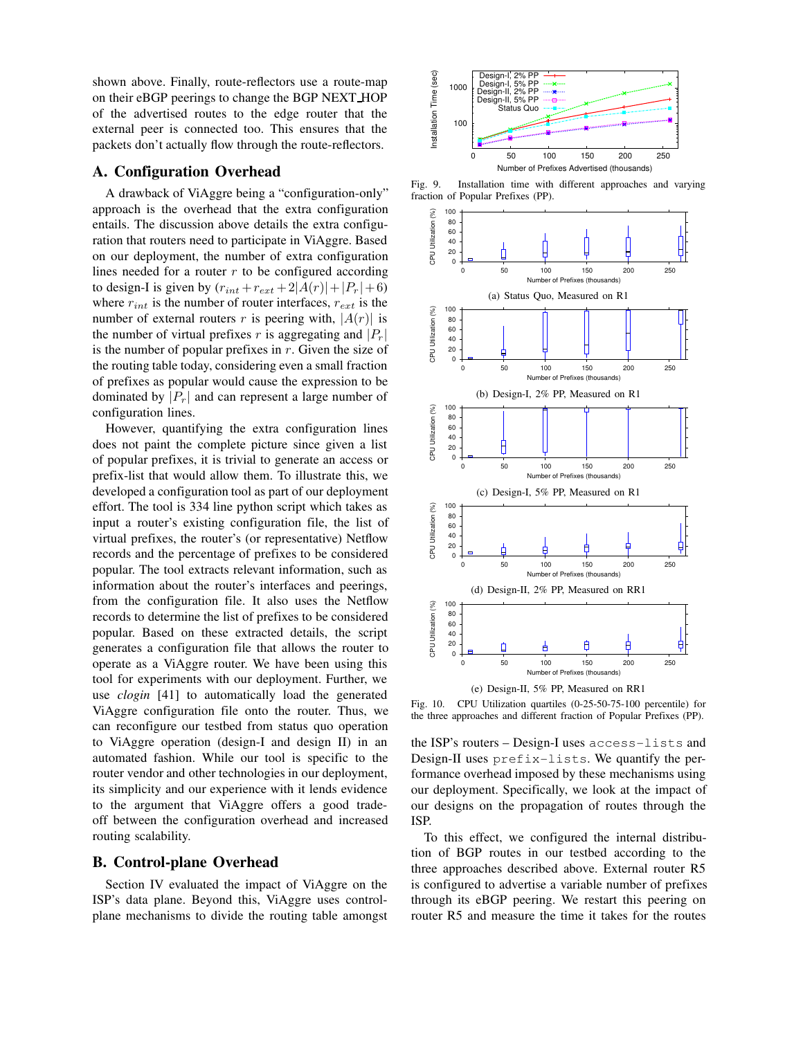shown above. Finally, route-reflectors use a route-map on their eBGP peerings to change the BGP NEXT_HOP of the advertised routes to the edge router that the external peer is connected too. This ensures that the packets don't actually flow through the route-reflectors.

## A. Configuration Overhead

A drawback of ViAggre being a "configuration-only" approach is the overhead that the extra configuration entails. The discussion above details the extra configuration that routers need to participate in ViAggre. Based on our deployment, the number of extra configuration lines needed for a router $r$ to be configured according to design-I is given by $(r_{int} + r_{ext} + 2|A(r)| + |P_r| + 6)$ where $r_{int}$ is the number of router interfaces, $r_{ext}$ is the number of external routers $r$ is peering with, $|A(r)|$ is the number of virtual prefixes $r$ is aggregating and $|P_r|$ is the number of popular prefixes in $r$. Given the size of the routing table today, considering even a small fraction of prefixes as popular would cause the expression to be dominated by $|P_r|$ and can represent a large number of configuration lines.

However, quantifying the extra configuration lines does not paint the complete picture since given a list of popular prefixes, it is trivial to generate an access or prefix-list that would allow them. To illustrate this, we developed a configuration tool as part of our deployment effort. The tool is 334 line python script which takes as input a router's existing configuration file, the list of virtual prefixes, the router's (or representative) Netflow records and the percentage of prefixes to be considered popular. The tool extracts relevant information, such as information about the router's interfaces and peerings, from the configuration file. It also uses the Netflow records to determine the list of prefixes to be considered popular. Based on these extracted details, the script generates a configuration file that allows the router to operate as a ViAggre router. We have been using this tool for experiments with our deployment. Further, we use *clogin* [41] to automatically load the generated ViAggre configuration file onto the router. Thus, we can reconfigure our testbed from status quo operation to ViAggre operation (design-I and design II) in an automated fashion. While our tool is specific to the router vendor and other technologies in our deployment, its simplicity and our experience with it lends evidence to the argument that ViAggre offers a good trade-off between the configuration overhead and increased routing scalability.

## B. Control-plane Overhead

Section IV evaluated the impact of ViAggre on the ISP's data plane. Beyond this, ViAggre uses control-plane mechanisms to divide the routing table amongst the ISP's routers – Design-I uses `access-lists` and Design-II uses `prefix-lists`. We quantify the performance overhead imposed by these mechanisms using our deployment. Specifically, we look at the impact of our designs on the propagation of routes through the ISP.

To this effect, we configured the internal distribution of BGP routes in our testbed according to the three approaches described above. External router R5 is configured to advertise a variable number of prefixes through its eBGP peering. We restart this peering on router R5 and measure the time it takes for the routes

Fig. 9. Installation time with different approaches and varying fraction of Popular Prefixes (PP).

(a) Status Quo, Measured on R1

(b) Design-I, 2% PP, Measured on R1

(c) Design-I, 5% PP, Measured on R1

(d) Design-II, 2% PP, Measured on RR1

(e) Design-II, 5% PP, Measured on RR1

Fig. 10. CPU Utilization quartiles (0-25-50-75-100 percentile) for the three approaches and different fraction of Popular Prefixes (PP).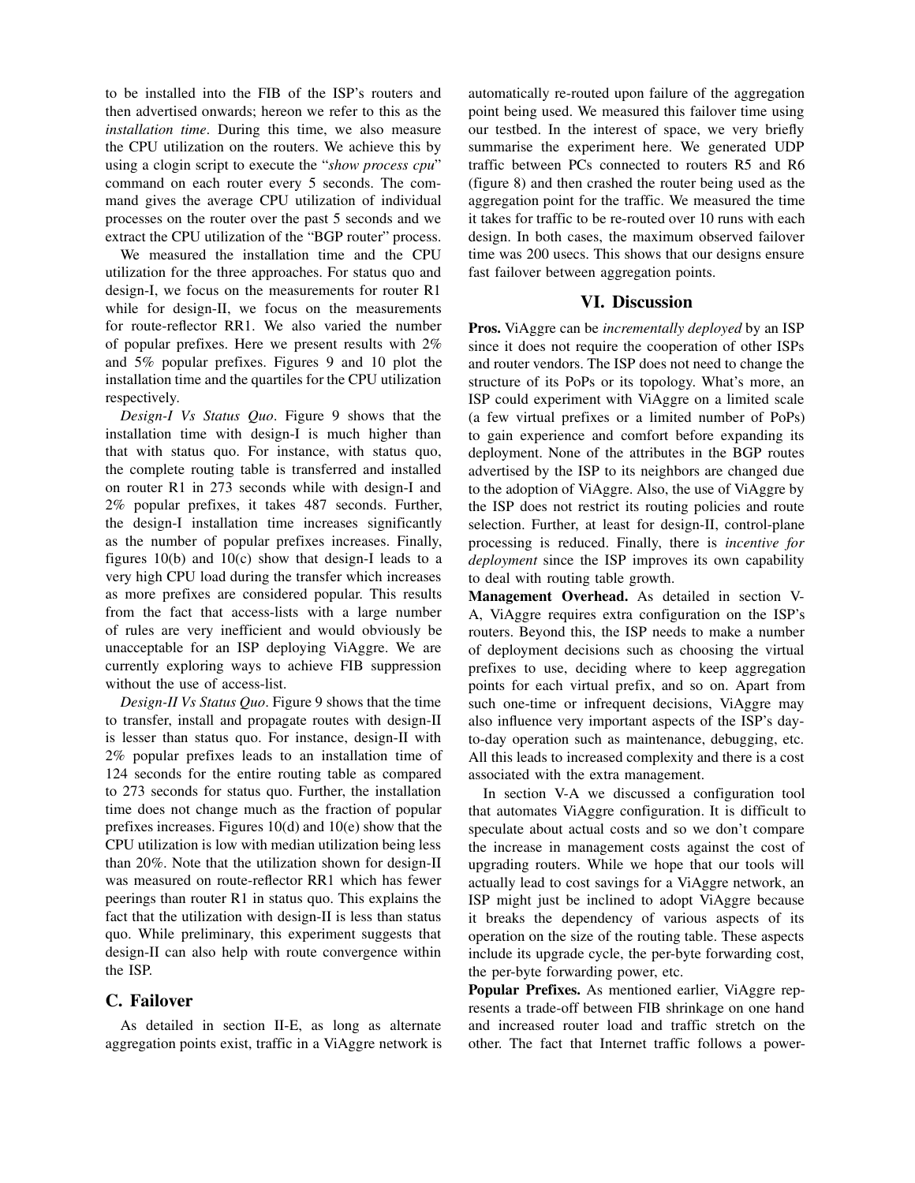to be installed into the FIB of the ISP's routers and then advertised onwards; hereon we refer to this as the *installation time*. During this time, we also measure the CPU utilization on the routers. We achieve this by using a clogin script to execute the "*show process cpu*" command on each router every 5 seconds. The command gives the average CPU utilization of individual processes on the router over the past 5 seconds and we extract the CPU utilization of the "BGP router" process.

We measured the installation time and the CPU utilization for the three approaches. For status quo and design-I, we focus on the measurements for router R1 while for design-II, we focus on the measurements for route-reflector RR1. We also varied the number of popular prefixes. Here we present results with 2% and 5% popular prefixes. Figures 9 and 10 plot the installation time and the quartiles for the CPU utilization respectively.

*Design-I Vs Status Quo*. Figure 9 shows that the installation time with design-I is much higher than that with status quo. For instance, with status quo, the complete routing table is transferred and installed on router R1 in 273 seconds while with design-I and 2% popular prefixes, it takes 487 seconds. Further, the design-I installation time increases significantly as the number of popular prefixes increases. Finally, figures 10(b) and 10(c) show that design-I leads to a very high CPU load during the transfer which increases as more prefixes are considered popular. This results from the fact that access-lists with a large number of rules are very inefficient and would obviously be unacceptable for an ISP deploying ViAggre. We are currently exploring ways to achieve FIB suppression without the use of access-list.

*Design-II Vs Status Quo*. Figure 9 shows that the time to transfer, install and propagate routes with design-II is lesser than status quo. For instance, design-II with 2% popular prefixes leads to an installation time of 124 seconds for the entire routing table as compared to 273 seconds for status quo. Further, the installation time does not change much as the fraction of popular prefixes increases. Figures 10(d) and 10(e) show that the CPU utilization is low with median utilization being less than 20%. Note that the utilization shown for design-II was measured on route-reflector RR1 which has fewer peerings than router R1 in status quo. This explains the fact that the utilization with design-II is less than status quo. While preliminary, this experiment suggests that design-II can also help with route convergence within the ISP.

## C. Failover

As detailed in section II-E, as long as alternate aggregation points exist, traffic in a ViAggre network is automatically re-routed upon failure of the aggregation point being used. We measured this failover time using our testbed. In the interest of space, we very briefly summarise the experiment here. We generated UDP traffic between PCs connected to routers R5 and R6 (figure 8) and then crashed the router being used as the aggregation point for the traffic. We measured the time it takes for traffic to be re-routed over 10 runs with each design. In both cases, the maximum observed failover time was 200 usecs. This shows that our designs ensure fast failover between aggregation points.

# VI. Discussion

**Pros.** ViAggre can be *incrementally deployed* by an ISP since it does not require the cooperation of other ISPs and router vendors. The ISP does not need to change the structure of its PoPs or its topology. What's more, an ISP could experiment with ViAggre on a limited scale (a few virtual prefixes or a limited number of PoPs) to gain experience and comfort before expanding its deployment. None of the attributes in the BGP routes advertised by the ISP to its neighbors are changed due to the adoption of ViAggre. Also, the use of ViAggre by the ISP does not restrict its routing policies and route selection. Further, at least for design-II, control-plane processing is reduced. Finally, there is *incentive for deployment* since the ISP improves its own capability to deal with routing table growth.

**Management Overhead.** As detailed in section V-A, ViAggre requires extra configuration on the ISP's routers. Beyond this, the ISP needs to make a number of deployment decisions such as choosing the virtual prefixes to use, deciding where to keep aggregation points for each virtual prefix, and so on. Apart from such one-time or infrequent decisions, ViAggre may also influence very important aspects of the ISP's day-to-day operation such as maintenance, debugging, etc. All this leads to increased complexity and there is a cost associated with the extra management.

In section V-A we discussed a configuration tool that automates ViAggre configuration. It is difficult to speculate about actual costs and so we don't compare the increase in management costs against the cost of upgrading routers. While we hope that our tools will actually lead to cost savings for a ViAggre network, an ISP might just be inclined to adopt ViAggre because it breaks the dependency of various aspects of its operation on the size of the routing table. These aspects include its upgrade cycle, the per-byte forwarding cost, the per-byte forwarding power, etc.

**Popular Prefixes.** As mentioned earlier, ViAggre represents a trade-off between FIB shrinkage on one hand and increased router load and traffic stretch on the other. The fact that Internet traffic follows a power-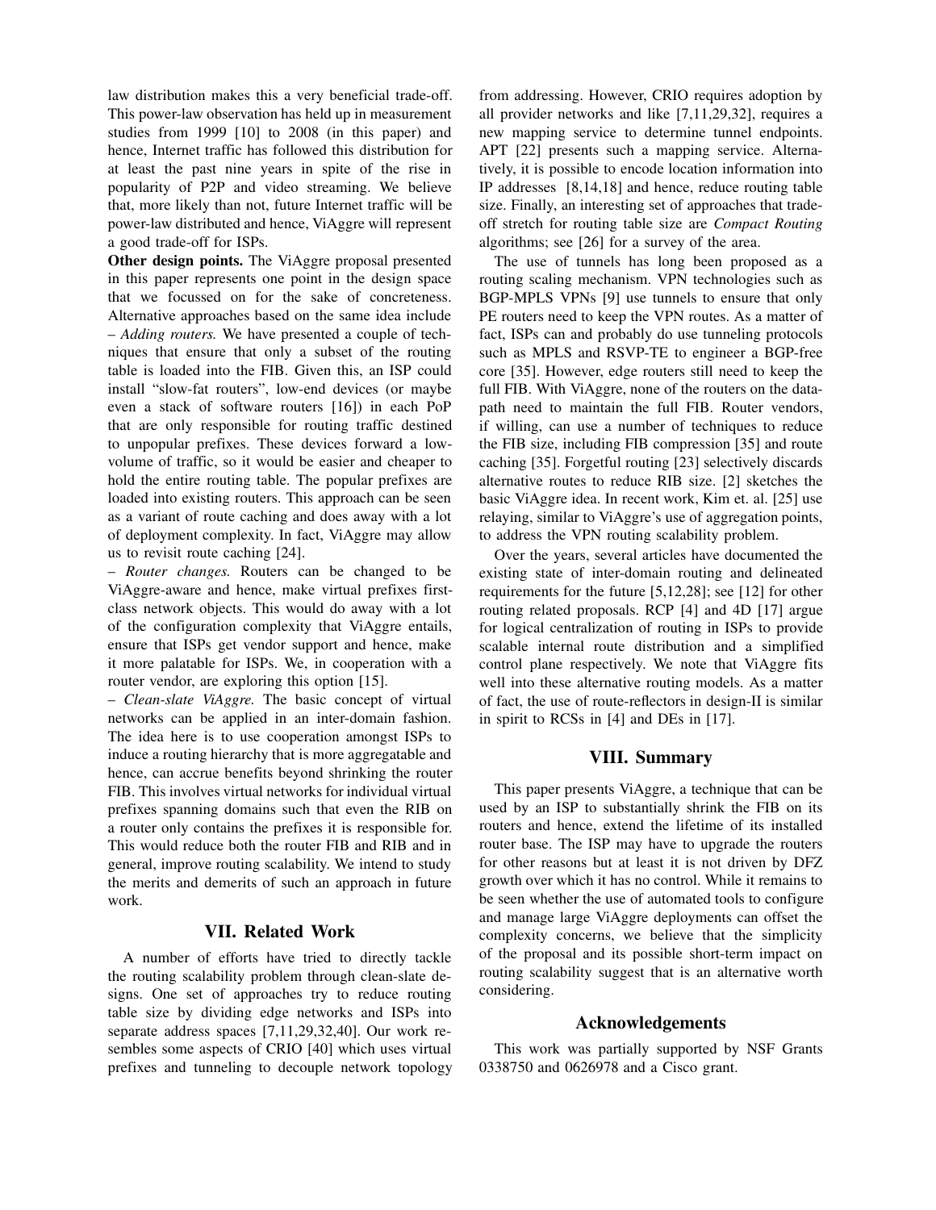law distribution makes this a very beneficial trade-off. This power-law observation has held up in measurement studies from 1999 [10] to 2008 (in this paper) and hence, Internet traffic has followed this distribution for at least the past nine years in spite of the rise in popularity of P2P and video streaming. We believe that, more likely than not, future Internet traffic will be power-law distributed and hence, ViAggre will represent a good trade-off for ISPs.

**Other design points.** The ViAggre proposal presented in this paper represents one point in the design space that we focussed on for the sake of concreteness. Alternative approaches based on the same idea include – *Adding routers.* We have presented a couple of techniques that ensure that only a subset of the routing table is loaded into the FIB. Given this, an ISP could install "slow-fat routers", low-end devices (or maybe even a stack of software routers [16]) in each PoP that are only responsible for routing traffic destined to unpopular prefixes. These devices forward a low-volume of traffic, so it would be easier and cheaper to hold the entire routing table. The popular prefixes are loaded into existing routers. This approach can be seen as a variant of route caching and does away with a lot of deployment complexity. In fact, ViAggre may allow us to revisit route caching [24].

– *Router changes.* Routers can be changed to be ViAggre-aware and hence, make virtual prefixes first-class network objects. This would do away with a lot of the configuration complexity that ViAggre entails, ensure that ISPs get vendor support and hence, make it more palatable for ISPs. We, in cooperation with a router vendor, are exploring this option [15].

– *Clean-slate ViAggre.* The basic concept of virtual networks can be applied in an inter-domain fashion. The idea here is to use cooperation amongst ISPs to induce a routing hierarchy that is more aggregatable and hence, can accrue benefits beyond shrinking the router FIB. This involves virtual networks for individual virtual prefixes spanning domains such that even the RIB on a router only contains the prefixes it is responsible for. This would reduce both the router FIB and RIB and in general, improve routing scalability. We intend to study the merits and demerits of such an approach in future work.

## VII. Related Work

A number of efforts have tried to directly tackle the routing scalability problem through clean-slate designs. One set of approaches try to reduce routing table size by dividing edge networks and ISPs into separate address spaces [7,11,29,32,40]. Our work resembles some aspects of CRIO [40] which uses virtual prefixes and tunneling to decouple network topology from addressing. However, CRIO requires adoption by all provider networks and like [7,11,29,32], requires a new mapping service to determine tunnel endpoints. APT [22] presents such a mapping service. Alternatively, it is possible to encode location information into IP addresses [8,14,18] and hence, reduce routing table size. Finally, an interesting set of approaches that trade-off stretch for routing table size are *Compact Routing* algorithms; see [26] for a survey of the area.

The use of tunnels has long been proposed as a routing scaling mechanism. VPN technologies such as BGP-MPLS VPNs [9] use tunnels to ensure that only PE routers need to keep the VPN routes. As a matter of fact, ISPs can and probably do use tunneling protocols such as MPLS and RSVP-TE to engineer a BGP-free core [35]. However, edge routers still need to keep the full FIB. With ViAggre, none of the routers on the data-path need to maintain the full FIB. Router vendors, if willing, can use a number of techniques to reduce the FIB size, including FIB compression [35] and route caching [35]. Forgetful routing [23] selectively discards alternative routes to reduce RIB size. [2] sketches the basic ViAggre idea. In recent work, Kim et. al. [25] use relaying, similar to ViAggre's use of aggregation points, to address the VPN routing scalability problem.

Over the years, several articles have documented the existing state of inter-domain routing and delineated requirements for the future [5,12,28]; see [12] for other routing related proposals. RCP [4] and 4D [17] argue for logical centralization of routing in ISPs to provide scalable internal route distribution and a simplified control plane respectively. We note that ViAggre fits well into these alternative routing models. As a matter of fact, the use of route-reflectors in design-II is similar in spirit to RCSs in [4] and DEs in [17].

## VIII. Summary

This paper presents ViAggre, a technique that can be used by an ISP to substantially shrink the FIB on its routers and hence, extend the lifetime of its installed router base. The ISP may have to upgrade the routers for other reasons but at least it is not driven by DFZ growth over which it has no control. While it remains to be seen whether the use of automated tools to configure and manage large ViAggre deployments can offset the complexity concerns, we believe that the simplicity of the proposal and its possible short-term impact on routing scalability suggest that is an alternative worth considering.

## Acknowledgements

This work was partially supported by NSF Grants 0338750 and 0626978 and a Cisco grant.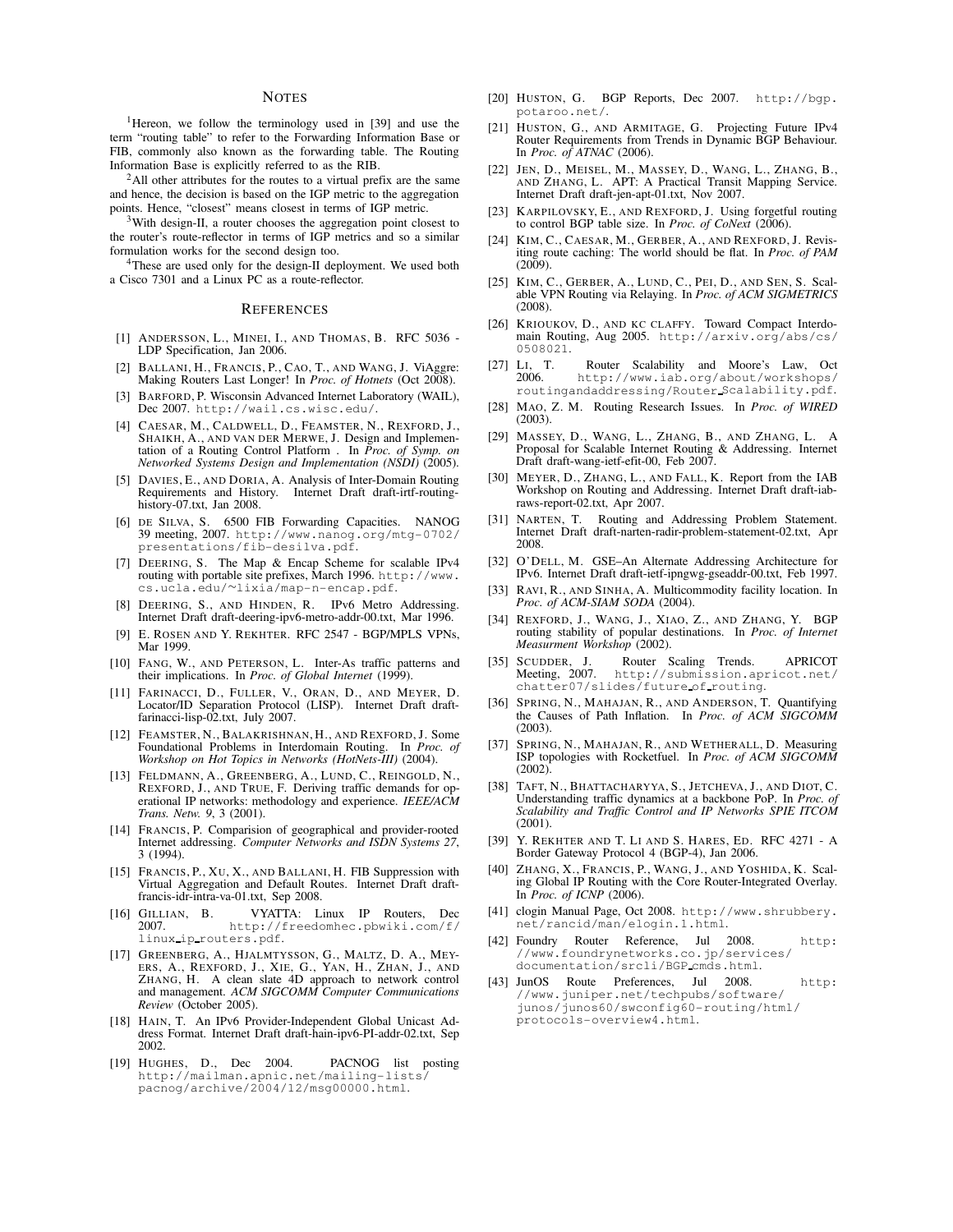## Notes

[1]Hereon, we follow the terminology used in [39] and use the term "routing table" to refer to the Forwarding Information Base or FIB, commonly also known as the forwarding table. The Routing Information Base is explicitly referred to as the RIB.

[2]All other attributes for the routes to a virtual prefix are the same and hence, the decision is based on the IGP metric to the aggregation points. Hence, "closest" means closest in terms of IGP metric.

[3]With design-II, a router chooses the aggregation point closest to the router's route-reflector in terms of IGP metrics and so a similar formulation works for the second design too.

[4]These are used only for the design-II deployment. We used both a Cisco 7301 and a Linux PC as a route-reflector.

## References

[1] Andersson, L., Minei, I., and Thomas, B. RFC 5036 - LDP Specification, Jan 2006.

[2] Ballani, H., Francis, P., Cao, T., and Wang, J. ViAggre: Making Routers Last Longer! In *Proc. of Hotnets* (Oct 2008).

[3] Barford, P. Wisconsin Advanced Internet Laboratory (WAIL), Dec 2007. http://wail.cs.wisc.edu/.

[4] Caesar, M., Caldwell, D., Feamster, N., Rexford, J., Shaikh, A., and van der Merwe, J. Design and Implementation of a Routing Control Platform . In *Proc. of Symp. on Networked Systems Design and Implementation (NSDI)* (2005).

[5] Davies, E., and Doria, A. Analysis of Inter-Domain Routing Requirements and History. Internet Draft draft-irtf-routing-history-07.txt, Jan 2008.

[6] de Silva, S. 6500 FIB Forwarding Capacities. NANOG 39 meeting, 2007. http://www.nanog.org/mtg-0702/presentations/fib-desilva.pdf.

[7] Deering, S. The Map & Encap Scheme for scalable IPv4 routing with portable site prefixes, March 1996. http://www.cs.ucla.edu/~lixia/map-n-encap.pdf.

[8] Deering, S., and Hinden, R. IPv6 Metro Addressing. Internet Draft draft-deering-ipv6-metro-addr-00.txt, Mar 1996.

[9] E. Rosen and Y. Rekhter. RFC 2547 - BGP/MPLS VPNs, Mar 1999.

[10] Fang, W., and Peterson, L. Inter-As traffic patterns and their implications. In *Proc. of Global Internet* (1999).

[11] Farinacci, D., Fuller, V., Oran, D., and Meyer, D. Locator/ID Separation Protocol (LISP). Internet Draft draft-farinacci-lisp-02.txt, July 2007.

[12] Feamster, N., Balakrishnan, H., and Rexford, J. Some Foundational Problems in Interdomain Routing. In *Proc. of Workshop on Hot Topics in Networks (HotNets-III)* (2004).

[13] Feldmann, A., Greenberg, A., Lund, C., Reingold, N., Rexford, J., and True, F. Deriving traffic demands for operational IP networks: methodology and experience. *IEEE/ACM Trans. Netw. 9*, 3 (2001).

[14] Francis, P. Comparision of geographical and provider-rooted Internet addressing. *Computer Networks and ISDN Systems 27*, 3 (1994).

[15] Francis, P., Xu, X., and Ballani, H. FIB Suppression with Virtual Aggregation and Default Routes. Internet Draft draft-francis-idr-intra-va-01.txt, Sep 2008.

[16] Gillian, B. VYATTA: Linux IP Routers, Dec 2007. http://freedomhec.pbwiki.com/f/linux_ip_routers.pdf.

[17] Greenberg, A., Hjalmtysson, G., Maltz, D. A., Meyers, A., Rexford, J., Xie, G., Yan, H., Zhan, J., and Zhang, H. A clean slate 4D approach to network control and management. *ACM SIGCOMM Computer Communications Review* (October 2005).

[18] Hain, T. An IPv6 Provider-Independent Global Unicast Address Format. Internet Draft draft-hain-ipv6-PI-addr-02.txt, Sep 2002.

[19] Hughes, D., Dec 2004. PACNOG list posting http://mailman.apnic.net/mailing-lists/pacnog/archive/2004/12/msg00000.html.

[20] Huston, G. BGP Reports, Dec 2007. http://bgp.potaroo.net/.

[21] Huston, G., and Armitage, G. Projecting Future IPv4 Router Requirements from Trends in Dynamic BGP Behaviour. In *Proc. of ATNAC* (2006).

[22] Jen, D., Meisel, M., Massey, D., Wang, L., Zhang, B., and Zhang, L. APT: A Practical Transit Mapping Service. Internet Draft draft-jen-apt-01.txt, Nov 2007.

[23] Karpilovsky, E., and Rexford, J. Using forgetful routing to control BGP table size. In *Proc. of CoNext* (2006).

[24] Kim, C., Caesar, M., Gerber, A., and Rexford, J. Revisiting route caching: The world should be flat. In *Proc. of PAM* (2009).

[25] Kim, C., Gerber, A., Lund, C., Pei, D., and Sen, S. Scalable VPN Routing via Relaying. In *Proc. of ACM SIGMETRICS* (2008).

[26] Krioukov, D., and kc claffy. Toward Compact Interdomain Routing, Aug 2005. http://arxiv.org/abs/cs/0508021.

[27] Li, T. Router Scalability and Moore's Law, Oct 2006. http://www.iab.org/about/workshops/routingandaddressing/Router_Scalability.pdf.

[28] Mao, Z. M. Routing Research Issues. In *Proc. of WIRED* (2003).

[29] Massey, D., Wang, L., Zhang, B., and Zhang, L. A Proposal for Scalable Internet Routing & Addressing. Internet Draft draft-wang-ietf-efit-00, Feb 2007.

[30] Meyer, D., Zhang, L., and Fall, K. Report from the IAB Workshop on Routing and Addressing. Internet Draft draft-iab-raws-report-02.txt, Apr 2007.

[31] Narten, T. Routing and Addressing Problem Statement. Internet Draft draft-narten-radir-problem-statement-02.txt, Apr 2008.

[32] O'Dell, M. GSE–An Alternate Addressing Architecture for IPv6. Internet Draft draft-ietf-ipngwg-gseaddr-00.txt, Feb 1997.

[33] Ravi, R., and Sinha, A. Multicommodity facility location. In *Proc. of ACM-SIAM SODA* (2004).

[34] Rexford, J., Wang, J., Xiao, Z., and Zhang, Y. BGP routing stability of popular destinations. In *Proc. of Internet Measurment Workshop* (2002).

[35] Scudder, J. Router Scaling Trends. APRICOT Meeting, 2007. http://submission.apricot.net/chatter07/slides/future_of_routing.

[36] Spring, N., Mahajan, R., and Anderson, T. Quantifying the Causes of Path Inflation. In *Proc. of ACM SIGCOMM* (2003).

[37] Spring, N., Mahajan, R., and Wetherall, D. Measuring ISP topologies with Rocketfuel. In *Proc. of ACM SIGCOMM* (2002).

[38] Taft, N., Bhattacharyya, S., Jetcheva, J., and Diot, C. Understanding traffic dynamics at a backbone PoP. In *Proc. of Scalability and Traffic Control and IP Networks SPIE ITCOM* (2001).

[39] Y. Rekhter and T. Li and S. Hares, Ed. RFC 4271 - A Border Gateway Protocol 4 (BGP-4), Jan 2006.

[40] Zhang, X., Francis, P., Wang, J., and Yoshida, K. Scaling Global IP Routing with the Core Router-Integrated Overlay. In *Proc. of ICNP* (2006).

[41] clogin Manual Page, Oct 2008. http://www.shrubbery.net/rancid/man/elogin.1.html.

[42] Foundry Router Reference, Jul 2008. http://www.foundrynetworks.co.jp/services/documentation/srcli/BGP_cmds.html.

[43] JunOS Route Preferences, Jul 2008. http://www.juniper.net/techpubs/software/junos/junos60/swconfig60-routing/html/protocols-overview4.html.